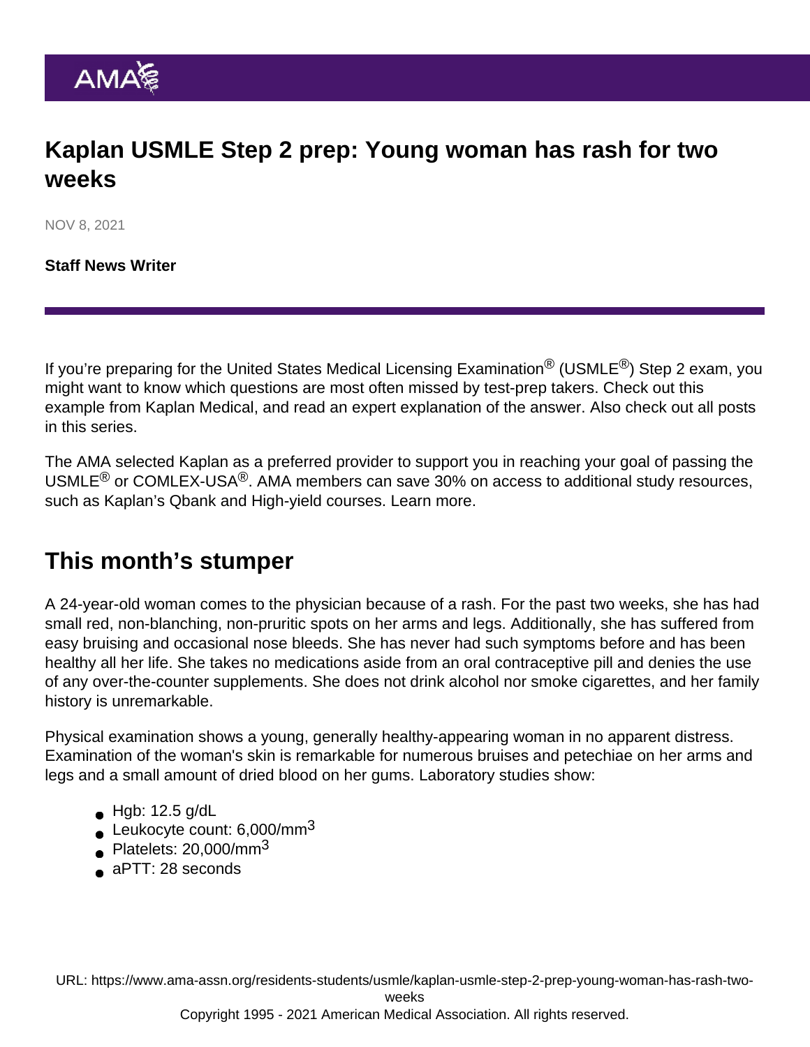# Kaplan USMLE Step 2 prep: Young woman has rash for two weeks

NOV 8, 2021

**Staff News Writer**

If you're preparing for the United States Medical Licensing Examination® (USMLE®) Step 2 exam, you might want to know which questions are most often missed by test-prep takers. Check out this example from Kaplan Medical, and read an expert explanation of the answer. Also check out all posts in this series.

The AMA selected Kaplan as a preferred provider to support you in reaching your goal of passing the USMLE® or COMLEX-USA®. AMA members can save 30% on access to additional study resources, such as Kaplan's Qbank and High-yield courses. Learn more.

## This month's stumper

A 24-year-old woman comes to the physician because of a rash. For the past two weeks, she has had small red, non-blanching, non-pruritic spots on her arms and legs. Additionally, she has suffered from easy bruising and occasional nose bleeds. She has never had such symptoms before and has been healthy all her life. She takes no medications aside from an oral contraceptive pill and denies the use of any over-the-counter supplements. She does not drink alcohol nor smoke cigarettes, and her family history is unremarkable.

Physical examination shows a young, generally healthy-appearing woman in no apparent distress. Examination of the woman's skin is remarkable for numerous bruises and petechiae on her arms and legs and a small amount of dried blood on her gums. Laboratory studies show:

- Hgb: 12.5 g/dL
- Leukocyte count: 6,000/mm$^3$
- Platelets: 20,000/mm$^3$
- aPTT: 28 seconds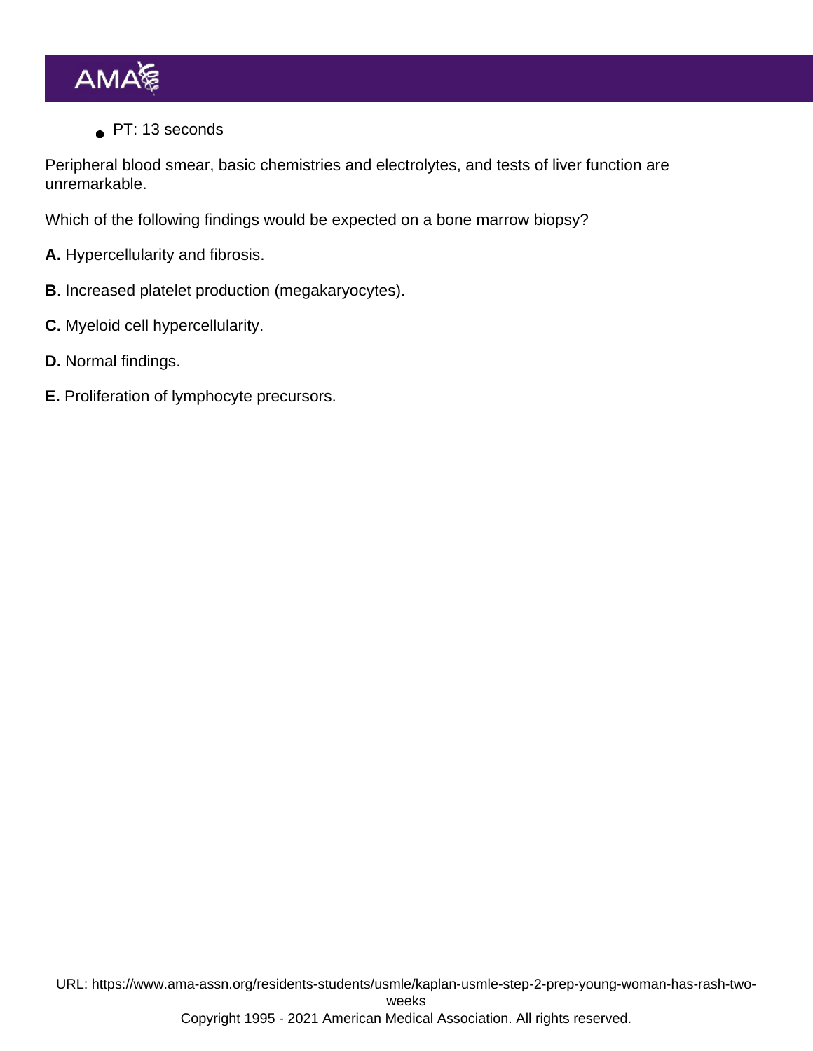- PT: 13 seconds

Peripheral blood smear, basic chemistries and electrolytes, and tests of liver function are unremarkable.

Which of the following findings would be expected on a bone marrow biopsy?

**A.** Hypercellularity and fibrosis.

**B**. Increased platelet production (megakaryocytes).

**C.** Myeloid cell hypercellularity.

**D.** Normal findings.

**E.** Proliferation of lymphocyte precursors.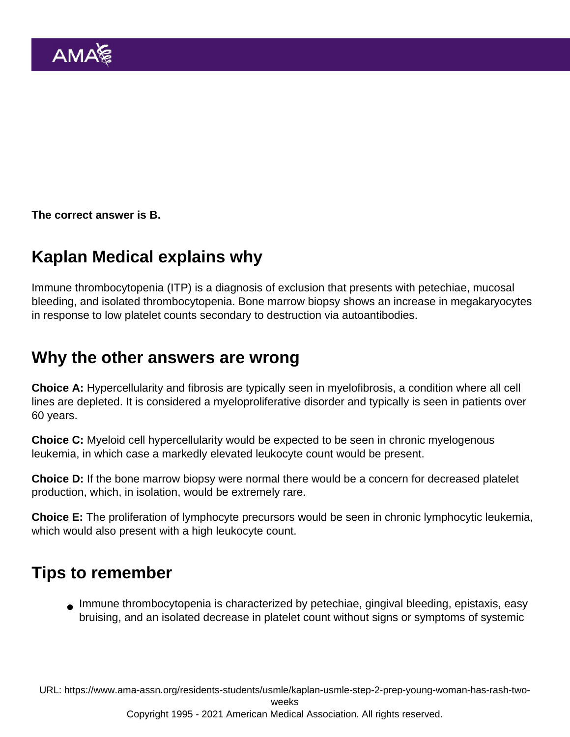**The correct answer is B.**

## Kaplan Medical explains why

Immune thrombocytopenia (ITP) is a diagnosis of exclusion that presents with petechiae, mucosal bleeding, and isolated thrombocytopenia. Bone marrow biopsy shows an increase in megakaryocytes in response to low platelet counts secondary to destruction via autoantibodies.

## Why the other answers are wrong

**Choice A:** Hypercellularity and fibrosis are typically seen in myelofibrosis, a condition where all cell lines are depleted. It is considered a myeloproliferative disorder and typically is seen in patients over 60 years.

**Choice C:** Myeloid cell hypercellularity would be expected to be seen in chronic myelogenous leukemia, in which case a markedly elevated leukocyte count would be present.

**Choice D:** If the bone marrow biopsy were normal there would be a concern for decreased platelet production, which, in isolation, would be extremely rare.

**Choice E:** The proliferation of lymphocyte precursors would be seen in chronic lymphocytic leukemia, which would also present with a high leukocyte count.

## Tips to remember

- Immune thrombocytopenia is characterized by petechiae, gingival bleeding, epistaxis, easy bruising, and an isolated decrease in platelet count without signs or symptoms of systemic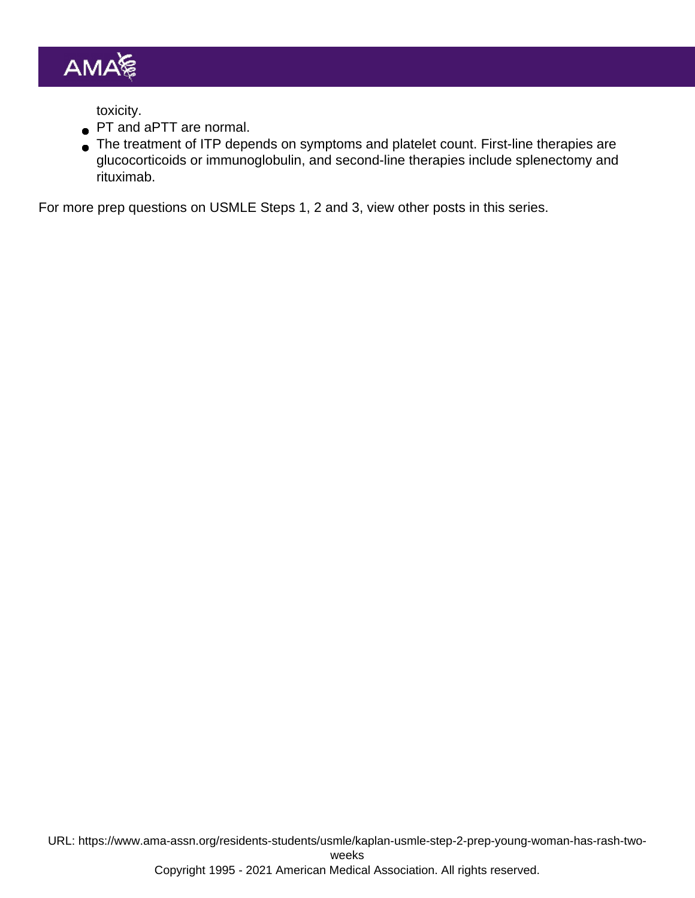toxicity.

- PT and aPTT are normal.
- The treatment of ITP depends on symptoms and platelet count. First-line therapies are glucocorticoids or immunoglobulin, and second-line therapies include splenectomy and rituximab.

For more prep questions on USMLE Steps 1, 2 and 3, view other posts in this series.